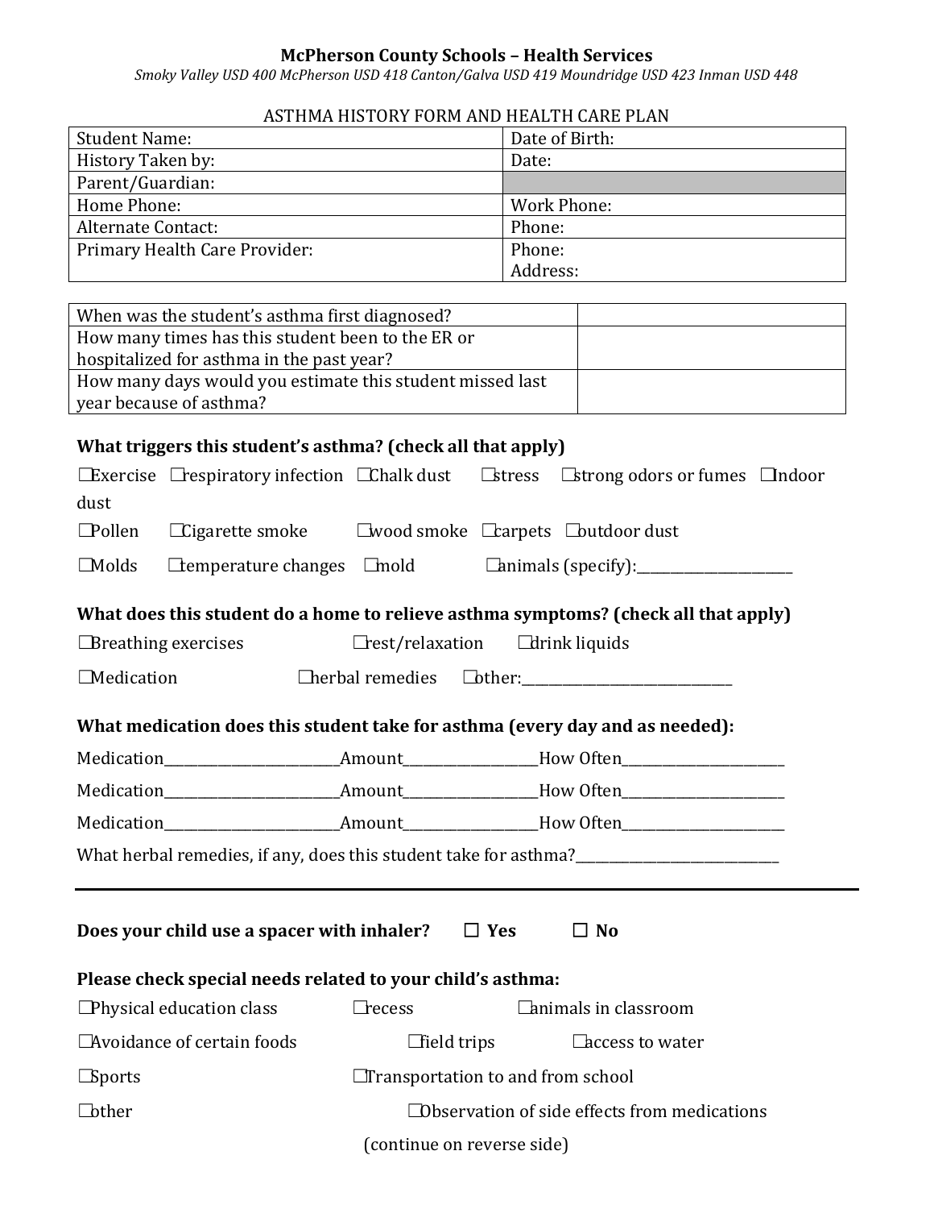**McPherson County Schools – Health Services**

*Smoky Valley USD 400 McPherson USD 418 Canton/Galva USD 419 Moundridge USD 423 Inman USD 448*

ASTHMA HISTORY FORM AND HEALTH CARE PLAN

| Student Name: | Date of Birth: |
|---|---|
| History Taken by: | Date: |
| Parent/Guardian: | |
| Home Phone: | Work Phone: |
| Alternate Contact: | Phone: |
| Primary Health Care Provider: | Phone:<br>Address: |

| When was the student's asthma first diagnosed? | |
|---|---|
| How many times has this student been to the ER or hospitalized for asthma in the past year? | |
| How many days would you estimate this student missed last year because of asthma? | |

**What triggers this student's asthma? (check all that apply)**

☐Exercise ☐respiratory infection ☐Chalk dust ☐stress ☐strong odors or fumes ☐Indoor dust

☐Pollen ☐Cigarette smoke ☐wood smoke ☐carpets ☐outdoor dust

☐Molds ☐temperature changes ☐mold ☐animals (specify):______________________

**What does this student do a home to relieve asthma symptoms? (check all that apply)**

☐Breathing exercises ☐rest/relaxation ☐drink liquids

☐Medication ☐herbal remedies ☐other:_____________________________

**What medication does this student take for asthma (every day and as needed):**

Medication________________________Amount__________________How Often______________________

Medication________________________Amount__________________How Often______________________

Medication________________________Amount__________________How Often______________________

What herbal remedies, if any, does this student take for asthma?_____________________________

---

**Does your child use a spacer with inhaler? ☐ Yes ☐ No**

**Please check special needs related to your child's asthma:**

☐Physical education class ☐recess ☐animals in classroom

☐Avoidance of certain foods ☐field trips ☐access to water

☐Sports ☐Transportation to and from school

☐other ☐Observation of side effects from medications

(continue on reverse side)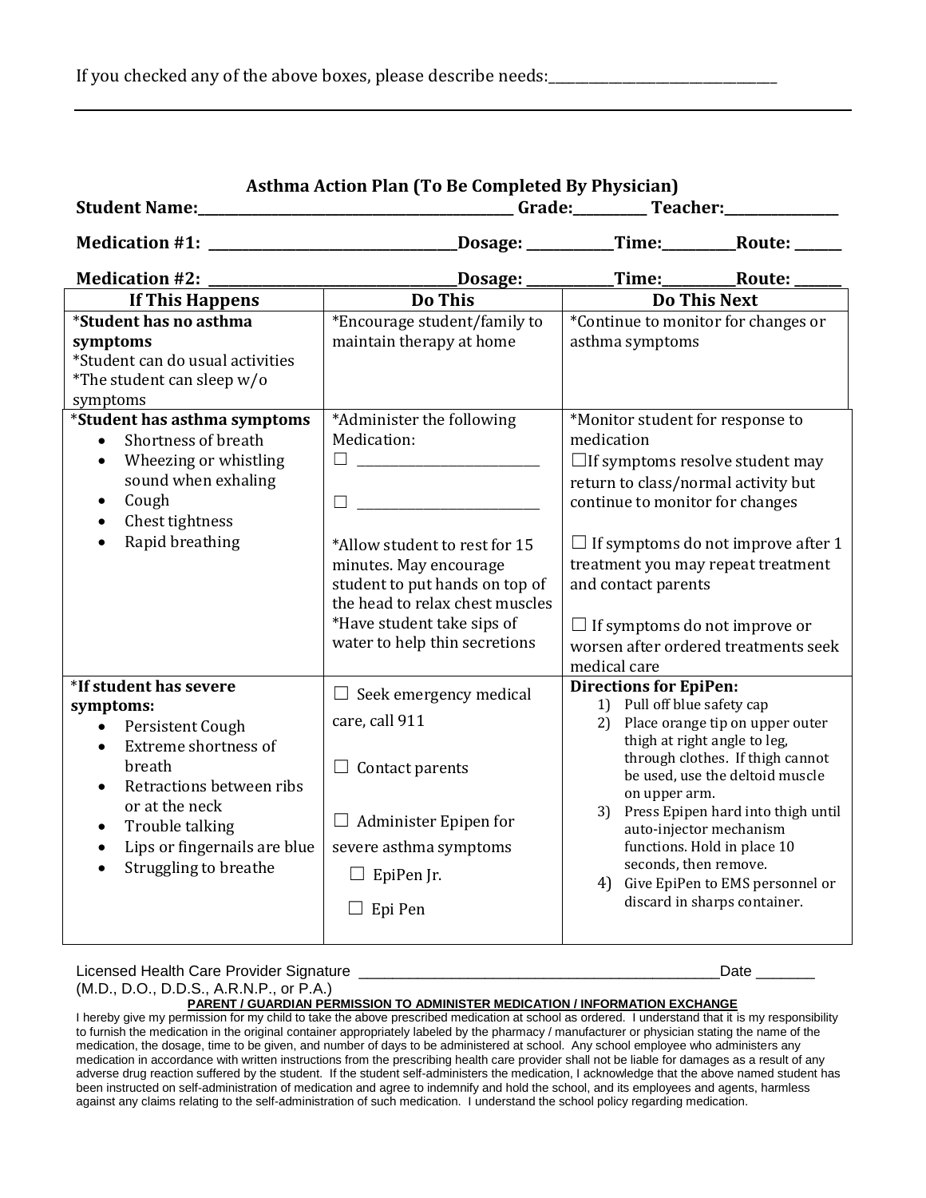If you checked any of the above boxes, please describe needs:_______________________________

---

## Asthma Action Plan (To Be Completed By Physician)

**Student Name:____________________________________________ Grade:__________ Teacher:________________**

**Medication #1: _________________________________Dosage: ____________Time:__________Route: ______**

**Medication #2: _________________________________Dosage: ____________Time:__________Route: ______**

| If This Happens | Do This | Do This Next |
|---|---|---|
| ***Student has no asthma symptoms**<br>*Student can do usual activities<br>*The student can sleep w/o symptoms | *Encourage student/family to maintain therapy at home | *Continue to monitor for changes or asthma symptoms |
| ***Student has asthma symptoms**<br>• Shortness of breath<br>• Wheezing or whistling sound when exhaling<br>• Cough<br>• Chest tightness<br>• Rapid breathing | *Administer the following Medication:<br>☐ ___________________________<br>☐ ___________________________<br><br>*Allow student to rest for 15 minutes. May encourage student to put hands on top of the head to relax chest muscles<br>*Have student take sips of water to help thin secretions | *Monitor student for response to medication<br>☐If symptoms resolve student may return to class/normal activity but continue to monitor for changes<br><br>☐ If symptoms do not improve after 1 treatment you may repeat treatment and contact parents<br><br>☐ If symptoms do not improve or worsen after ordered treatments seek medical care |
| ***If student has severe symptoms:**<br>• Persistent Cough<br>• Extreme shortness of breath<br>• Retractions between ribs or at the neck<br>• Trouble talking<br>• Lips or fingernails are blue<br>• Struggling to breathe | ☐ Seek emergency medical care, call 911<br><br>☐ Contact parents<br><br>☐ Administer Epipen for severe asthma symptoms<br>☐ EpiPen Jr.<br>☐ Epi Pen | **Directions for EpiPen:**<br>1) Pull off blue safety cap<br>2) Place orange tip on upper outer thigh at right angle to leg, through clothes. If thigh cannot be used, use the deltoid muscle on upper arm.<br>3) Press Epipen hard into thigh until auto-injector mechanism functions. Hold in place 10 seconds, then remove.<br>4) Give EpiPen to EMS personnel or discard in sharps container. |

Licensed Health Care Provider Signature ____________________________________________Date _______
(M.D., D.O., D.D.S., A.R.N.P., or P.A.)

**PARENT / GUARDIAN PERMISSION TO ADMINISTER MEDICATION / INFORMATION EXCHANGE**

I hereby give my permission for my child to take the above prescribed medication at school as ordered. I understand that it is my responsibility to furnish the medication in the original container appropriately labeled by the pharmacy / manufacturer or physician stating the name of the medication, the dosage, time to be given, and number of days to be administered at school. Any school employee who administers any medication in accordance with written instructions from the prescribing health care provider shall not be liable for damages as a result of any adverse drug reaction suffered by the student. If the student self-administers the medication, I acknowledge that the above named student has been instructed on self-administration of medication and agree to indemnify and hold the school, and its employees and agents, harmless against any claims relating to the self-administration of such medication. I understand the school policy regarding medication.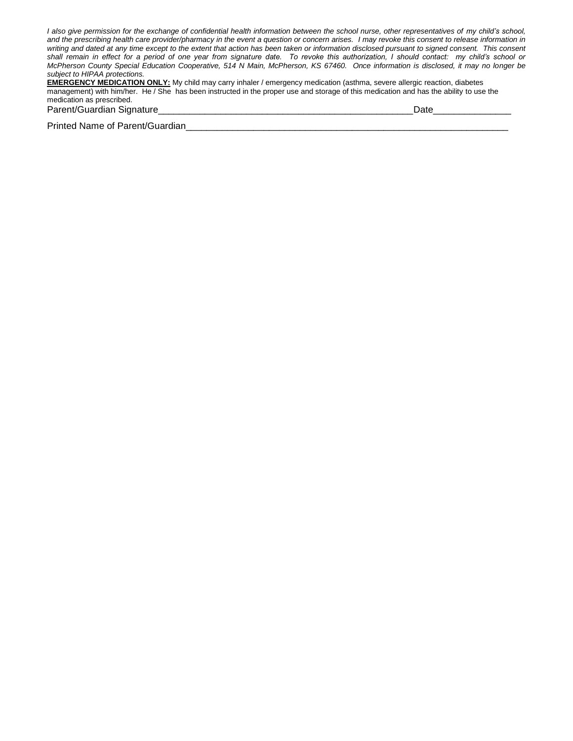*I also give permission for the exchange of confidential health information between the school nurse, other representatives of my child's school, and the prescribing health care provider/pharmacy in the event a question or concern arises. I may revoke this consent to release information in writing and dated at any time except to the extent that action has been taken or information disclosed pursuant to signed consent. This consent shall remain in effect for a period of one year from signature date. To revoke this authorization, I should contact: my child's school or McPherson County Special Education Cooperative, 514 N Main, McPherson, KS 67460. Once information is disclosed, it may no longer be subject to HIPAA protections.*

**EMERGENCY MEDICATION ONLY:** My child may carry inhaler / emergency medication (asthma, severe allergic reaction, diabetes management) with him/her. He / She has been instructed in the proper use and storage of this medication and has the ability to use the medication as prescribed.

Parent/Guardian Signature___________________________________________________Date_______________

Printed Name of Parent/Guardian_________________________________________________________________